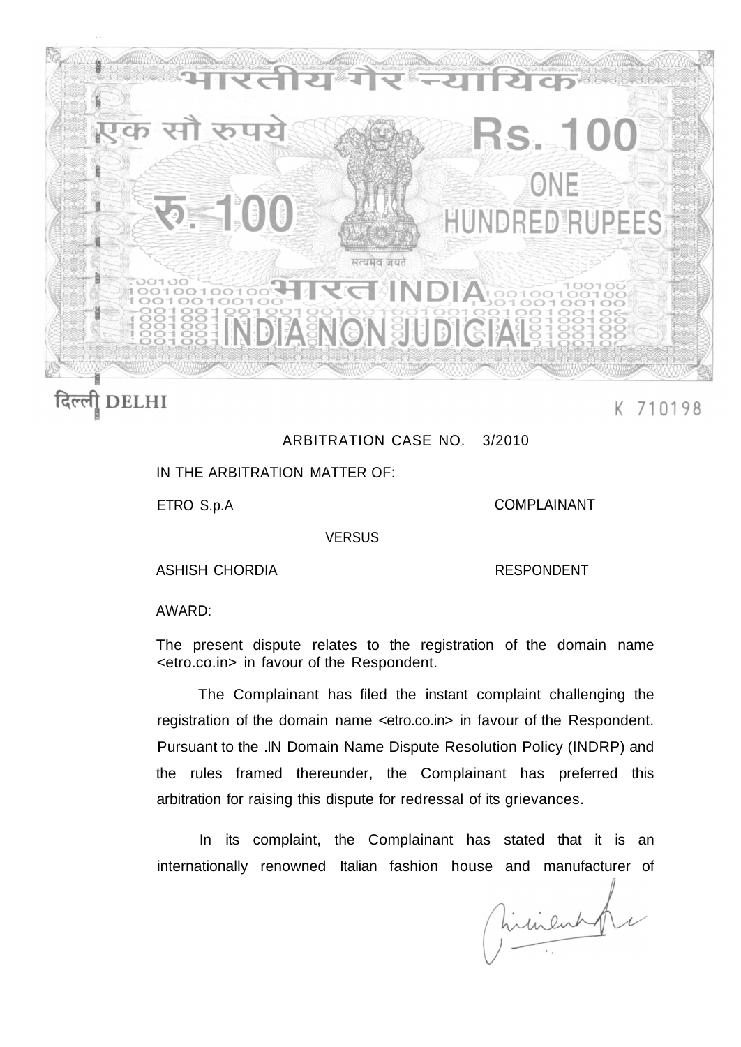भारतीय गैर न्यायिक

एक सौ रुपये Rs. 100 ONE HUNDRED RUPEES रु. 100

सत्यमेव जयते

भारत INDIA

INDIA NON JUDICIAL

दिल्ली DELHI

K 710198

ARBITRATION CASE NO. 3/2010

IN THE ARBITRATION MATTER OF:

ETRO S.p.A — COMPLAINANT

VERSUS

ASHISH CHORDIA — RESPONDENT

AWARD:

The present dispute relates to the registration of the domain name <etro.co.in> in favour of the Respondent.

The Complainant has filed the instant complaint challenging the registration of the domain name <etro.co.in> in favour of the Respondent. Pursuant to the .IN Domain Name Dispute Resolution Policy (INDRP) and the rules framed thereunder, the Complainant has preferred this arbitration for raising this dispute for redressal of its grievances.

In its complaint, the Complainant has stated that it is an internationally renowned Italian fashion house and manufacturer of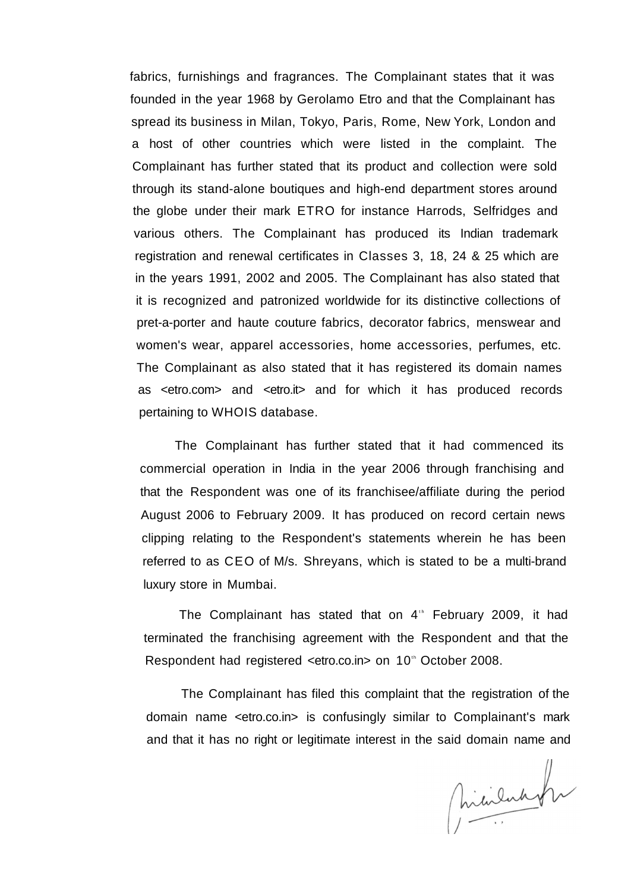fabrics, furnishings and fragrances. The Complainant states that it was founded in the year 1968 by Gerolamo Etro and that the Complainant has spread its business in Milan, Tokyo, Paris, Rome, New York, London and a host of other countries which were listed in the complaint. The Complainant has further stated that its product and collection were sold through its stand-alone boutiques and high-end department stores around the globe under their mark ETRO for instance Harrods, Selfridges and various others. The Complainant has produced its Indian trademark registration and renewal certificates in Classes 3, 18, 24 & 25 which are in the years 1991, 2002 and 2005. The Complainant has also stated that it is recognized and patronized worldwide for its distinctive collections of pret-a-porter and haute couture fabrics, decorator fabrics, menswear and women's wear, apparel accessories, home accessories, perfumes, etc. The Complainant as also stated that it has registered its domain names as <etro.com> and <etro.it> and for which it has produced records pertaining to WHOIS database.

The Complainant has further stated that it had commenced its commercial operation in India in the year 2006 through franchising and that the Respondent was one of its franchisee/affiliate during the period August 2006 to February 2009. It has produced on record certain news clipping relating to the Respondent's statements wherein he has been referred to as CEO of M/s. Shreyans, which is stated to be a multi-brand luxury store in Mumbai.

The Complainant has stated that on 4th February 2009, it had terminated the franchising agreement with the Respondent and that the Respondent had registered <etro.co.in> on 10th October 2008.

The Complainant has filed this complaint that the registration of the domain name <etro.co.in> is confusingly similar to Complainant's mark and that it has no right or legitimate interest in the said domain name and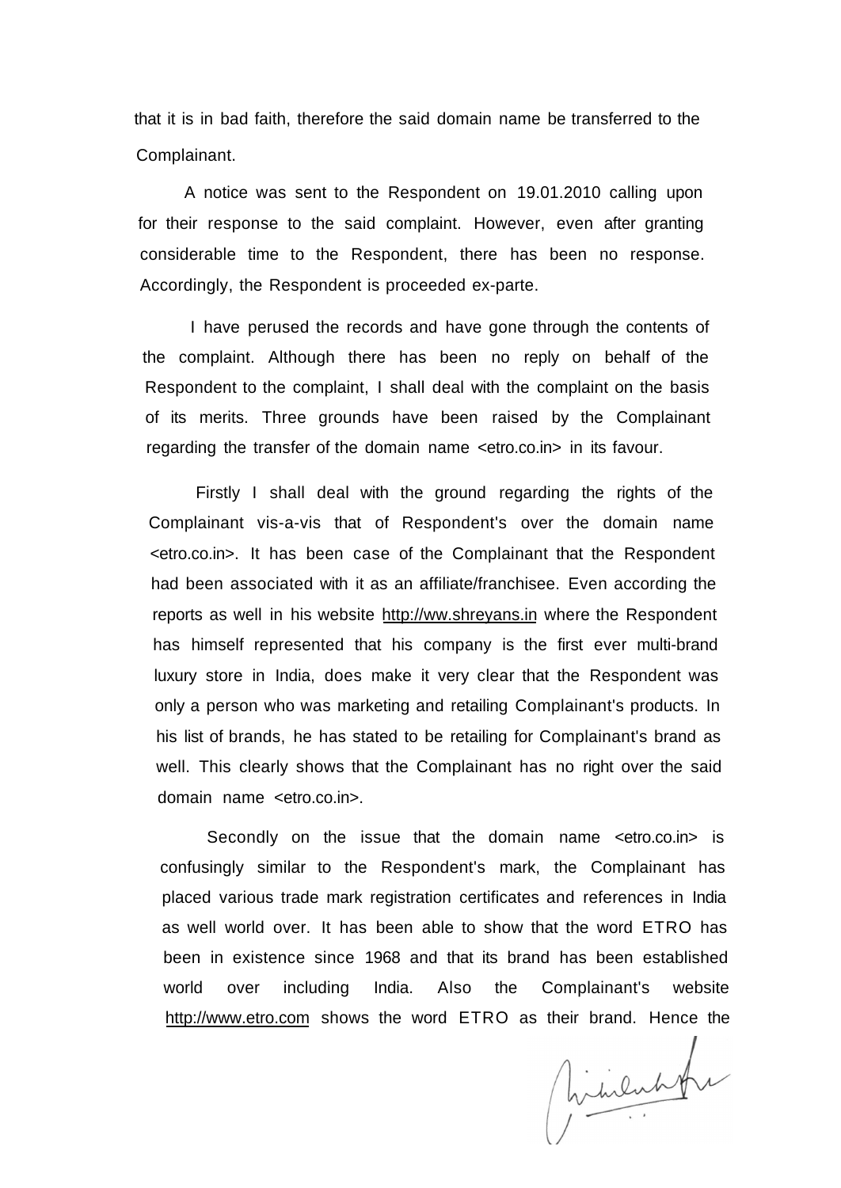that it is in bad faith, therefore the said domain name be transferred to the Complainant.

A notice was sent to the Respondent on 19.01.2010 calling upon for their response to the said complaint. However, even after granting considerable time to the Respondent, there has been no response. Accordingly, the Respondent is proceeded ex-parte.

I have perused the records and have gone through the contents of the complaint. Although there has been no reply on behalf of the Respondent to the complaint, I shall deal with the complaint on the basis of its merits. Three grounds have been raised by the Complainant regarding the transfer of the domain name <etro.co.in> in its favour.

Firstly I shall deal with the ground regarding the rights of the Complainant vis-a-vis that of Respondent's over the domain name <etro.co.in>. It has been case of the Complainant that the Respondent had been associated with it as an affiliate/franchisee. Even according the reports as well in his website http://ww.shreyans.in where the Respondent has himself represented that his company is the first ever multi-brand luxury store in India, does make it very clear that the Respondent was only a person who was marketing and retailing Complainant's products. In his list of brands, he has stated to be retailing for Complainant's brand as well. This clearly shows that the Complainant has no right over the said domain name <etro.co.in>.

Secondly on the issue that the domain name <etro.co.in> is confusingly similar to the Respondent's mark, the Complainant has placed various trade mark registration certificates and references in India as well world over. It has been able to show that the word ETRO has been in existence since 1968 and that its brand has been established world over including India. Also the Complainant's website http://www.etro.com shows the word ETRO as their brand. Hence the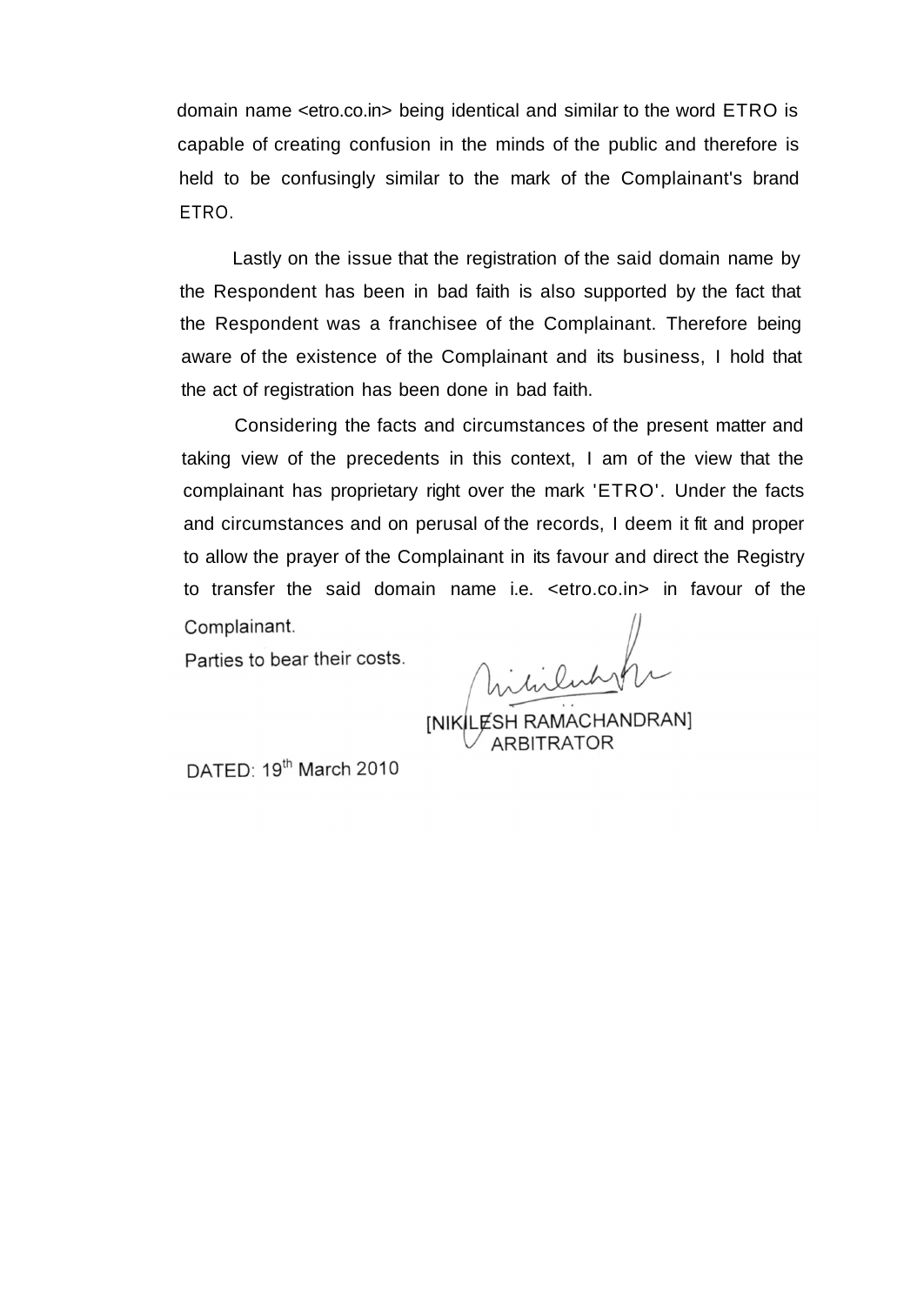domain name <etro.co.in> being identical and similar to the word ETRO is capable of creating confusion in the minds of the public and therefore is held to be confusingly similar to the mark of the Complainant's brand ETRO.

Lastly on the issue that the registration of the said domain name by the Respondent has been in bad faith is also supported by the fact that the Respondent was a franchisee of the Complainant. Therefore being aware of the existence of the Complainant and its business, I hold that the act of registration has been done in bad faith.

Considering the facts and circumstances of the present matter and taking view of the precedents in this context, I am of the view that the complainant has proprietary right over the mark 'ETRO'. Under the facts and circumstances and on perusal of the records, I deem it fit and proper to allow the prayer of the Complainant in its favour and direct the Registry to transfer the said domain name i.e. <etro.co.in> in favour of the Complainant.

Parties to bear their costs.

[NIKILESH RAMACHANDRAN]
ARBITRATOR

DATED: 19th March 2010